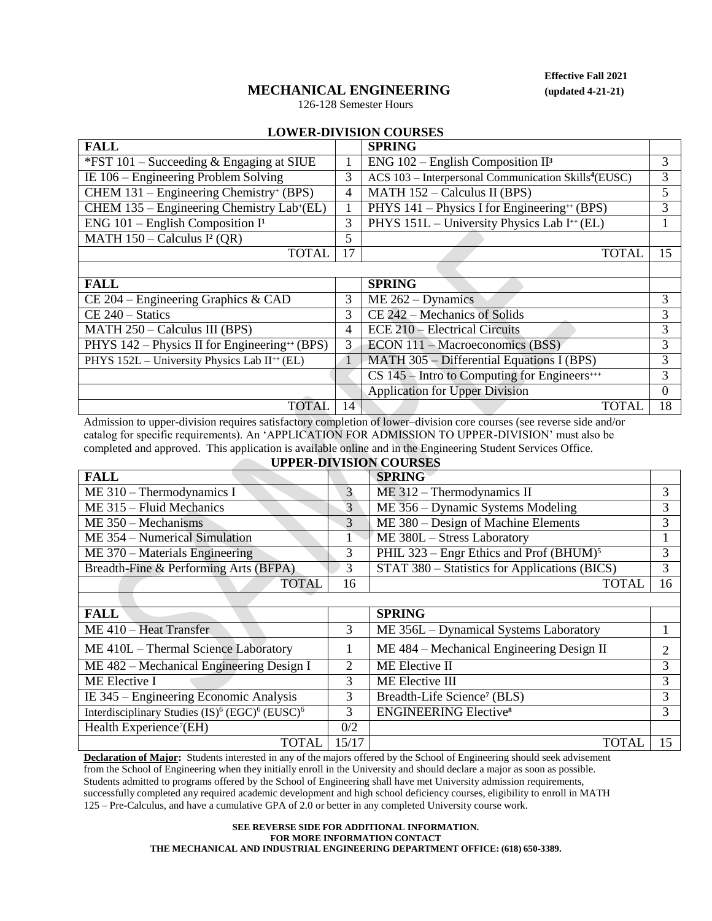**Effective Fall 2021**
**(updated 4-21-21)**

# MECHANICAL ENGINEERING

126-128 Semester Hours

## LOWER-DIVISION COURSES

| FALL | | SPRING | |
|---|---|---|---|
| *FST 101 – Succeeding & Engaging at SIUE | 1 | ENG 102 – English Composition II[3] | 3 |
| IE 106 – Engineering Problem Solving | 3 | ACS 103 – Interpersonal Communication Skills[4](EUSC) | 3 |
| CHEM 131 – Engineering Chemistry[+] (BPS) | 4 | MATH 152 – Calculus II (BPS) | 5 |
| CHEM 135 – Engineering Chemistry Lab[+](EL) | 1 | PHYS 141 – Physics I for Engineering[++] (BPS) | 3 |
| ENG 101 – English Composition I[1] | 3 | PHYS 151L – University Physics Lab I[++] (EL) | 1 |
| MATH 150 – Calculus I[2] (QR) | 5 | | |
| TOTAL | 17 | TOTAL | 15 |
| | | | |
| **FALL** | | **SPRING** | |
| CE 204 – Engineering Graphics & CAD | 3 | ME 262 – Dynamics | 3 |
| CE 240 – Statics | 3 | CE 242 – Mechanics of Solids | 3 |
| MATH 250 – Calculus III (BPS) | 4 | ECE 210 – Electrical Circuits | 3 |
| PHYS 142 – Physics II for Engineering[++] (BPS) | 3 | ECON 111 – Macroeconomics (BSS) | 3 |
| PHYS 152L – University Physics Lab II[++] (EL) | 1 | MATH 305 – Differential Equations I (BPS) | 3 |
| | | CS 145 – Intro to Computing for Engineers[+++] | 3 |
| | | Application for Upper Division | 0 |
| TOTAL | 14 | TOTAL | 18 |

Admission to upper-division requires satisfactory completion of lower–division core courses (see reverse side and/or catalog for specific requirements). An 'APPLICATION FOR ADMISSION TO UPPER-DIVISION' must also be completed and approved. This application is available online and in the Engineering Student Services Office.

## UPPER-DIVISION COURSES

| FALL | | SPRING | |
|---|---|---|---|
| ME 310 – Thermodynamics I | 3 | ME 312 – Thermodynamics II | 3 |
| ME 315 – Fluid Mechanics | 3 | ME 356 – Dynamic Systems Modeling | 3 |
| ME 350 – Mechanisms | 3 | ME 380 – Design of Machine Elements | 3 |
| ME 354 – Numerical Simulation | 1 | ME 380L – Stress Laboratory | 1 |
| ME 370 – Materials Engineering | 3 | PHIL 323 – Engr Ethics and Prof (BHUM)[5] | 3 |
| Breadth-Fine & Performing Arts (BFPA) | 3 | STAT 380 – Statistics for Applications (BICS) | 3 |
| TOTAL | 16 | TOTAL | 16 |
| | | | |
| **FALL** | | **SPRING** | |
| ME 410 – Heat Transfer | 3 | ME 356L – Dynamical Systems Laboratory | 1 |
| ME 410L – Thermal Science Laboratory | 1 | ME 484 – Mechanical Engineering Design II | 2 |
| ME 482 – Mechanical Engineering Design I | 2 | ME Elective II | 3 |
| ME Elective I | 3 | ME Elective III | 3 |
| IE 345 – Engineering Economic Analysis | 3 | Breadth-Life Science[7] (BLS) | 3 |
| Interdisciplinary Studies (IS)[6] (EGC)[6] (EUSC)[6] | 3 | ENGINEERING Elective[8] | 3 |
| Health Experience[7](EH) | 0/2 | | |
| TOTAL | 15/17 | TOTAL | 15 |

**Declaration of Major:** Students interested in any of the majors offered by the School of Engineering should seek advisement from the School of Engineering when they initially enroll in the University and should declare a major as soon as possible. Students admitted to programs offered by the School of Engineering shall have met University admission requirements, successfully completed any required academic development and high school deficiency courses, eligibility to enroll in MATH 125 – Pre-Calculus, and have a cumulative GPA of 2.0 or better in any completed University course work.

**SEE REVERSE SIDE FOR ADDITIONAL INFORMATION.**
**FOR MORE INFORMATION CONTACT**
**THE MECHANICAL AND INDUSTRIAL ENGINEERING DEPARTMENT OFFICE: (618) 650-3389.**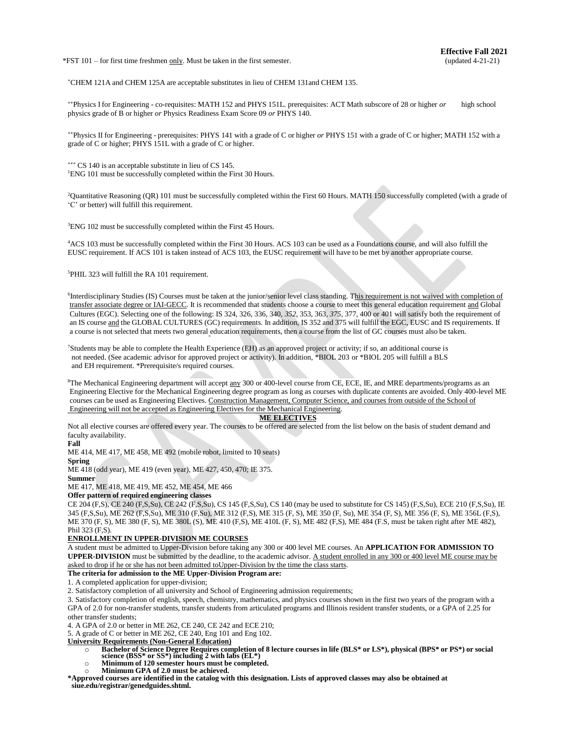**Effective Fall 2021**
(updated 4-21-21)

*FST 101 – for first time freshmen only. Must be taken in the first semester.

+CHEM 121A and CHEM 125A are acceptable substitutes in lieu of CHEM 131and CHEM 135.

++Physics I for Engineering - co-requisites: MATH 152 and PHYS 151L. prerequisites: ACT Math subscore of 28 or higher *or* high school physics grade of B or higher *or* Physics Readiness Exam Score 09 *or* PHYS 140.

++Physics II for Engineering - prerequisites: PHYS 141 with a grade of C or higher *or* PHYS 151 with a grade of C or higher; MATH 152 with a grade of C or higher; PHYS 151L with a grade of C or higher.

+++ CS 140 is an acceptable substitute in lieu of CS 145.

[1]ENG 101 must be successfully completed within the First 30 Hours.

[2]Quantitative Reasoning (QR) 101 must be successfully completed within the First 60 Hours. MATH 150 successfully completed (with a grade of 'C' or better) will fulfill this requirement.

[3]ENG 102 must be successfully completed within the First 45 Hours.

[4]ACS 103 must be successfully completed within the First 30 Hours. ACS 103 can be used as a Foundations course, and will also fulfill the EUSC requirement. If ACS 101 is taken instead of ACS 103, the EUSC requirement will have to be met by another appropriate course.

[5]PHIL 323 will fulfill the RA 101 requirement.

[6]Interdisciplinary Studies (IS) Courses must be taken at the junior/senior level class standing. This requirement is not waived with completion of transfer associate degree or IAI-GECC. It is recommended that students choose a course to meet this general education requirement and Global Cultures (EGC). Selecting one of the following: IS 324, 326, 336, 340, *352*, 353, 363, *375*, 377, 400 or 401 will satisfy both the requirement of an IS course and the GLOBAL CULTURES (GC) requirements. In addition, IS 352 and 375 will fulfill the EGC, EUSC and IS requirements. If a course is not selected that meets two general education requirements, then a course from the list of GC courses must also be taken.

[7]Students may be able to complete the Health Experience (EH) as an approved project or activity; if so, an additional course is not needed. (See academic advisor for approved project or activity). In addition, *BIOL 203 or *BIOL 205 will fulfill a BLS and EH requirement. *Prerequisite/s required courses.

[8]The Mechanical Engineering department will accept any 300 or 400-level course from CE, ECE, IE, and MRE departments/programs as an Engineering Elective for the Mechanical Engineering degree program as long as courses with duplicate contents are avoided. Only 400-level ME courses can be used as Engineering Electives. Construction Management, Computer Science, and courses from outside of the School of Engineering will not be accepted as Engineering Electives for the Mechanical Engineering.

**ME ELECTIVES**

Not all elective courses are offered every year. The courses to be offered are selected from the list below on the basis of student demand and faculty availability.

**Fall**

ME 414, ME 417, ME 458, ME 492 (mobile robot, limited to 10 seats)

**Spring**

ME 418 (odd year), ME 419 (even year), ME 427, 450, 470; IE 375.

**Summer**

ME 417, ME 418, ME 419, ME 452, ME 454, ME 466

**Offer pattern of required engineering classes**

CE 204 (F,S), CE 240 (F,S,Su), CE 242 (F,S,Su), CS 145 (F,S,Su), CS 140 (may be used to substitute for CS 145) (F,S,Su), ECE 210 (F,S,Su), IE 345 (F,S,Su), ME 262 (F,S,Su), ME 310 (F,Su), ME 312 (F,S), ME 315 (F, S), ME 350 (F, Su), ME 354 (F, S), ME 356 (F, S), ME 356L (F,S), ME 370 (F, S), ME 380 (F, S), ME 380L (S), ME 410 (F,S), ME 410L (F, S), ME 482 (F,S), ME 484 (F.S, must be taken right after ME 482), Phil 323 (F,S).

**ENROLLMENT IN UPPER-DIVISION ME COURSES**

A student must be admitted to Upper-Division before taking any 300 or 400 level ME courses. An **APPLICATION FOR ADMISSION TO UPPER-DIVISION** must be submitted by the deadline, to the academic advisor. A student enrolled in any 300 or 400 level ME course may be asked to drop if he or she has not been admitted toUpper-Division by the time the class starts.

**The criteria for admission to the ME Upper-Division Program are:**

1. A completed application for upper-division;
2. Satisfactory completion of all university and School of Engineering admission requirements;
3. Satisfactory completion of english, speech, chemistry, mathematics, and physics courses shown in the first two years of the program with a GPA of 2.0 for non-transfer students, transfer students from articulated programs and Illinois resident transfer students, or a GPA of 2.25 for other transfer students;
4. A GPA of 2.0 or better in ME 262, CE 240, CE 242 and ECE 210;
5. A grade of C or better in ME 262, CE 240, Eng 101 and Eng 102.

**University Requirements (Non-General Education)**

- **Bachelor of Science Degree Requires completion of 8 lecture courses in life (BLS* or LS*), physical (BPS* or PS*) or social science (BSS* or SS*) including 2 with labs (EL*)**
- **Minimum of 120 semester hours must be completed.**
- **Minimum GPA of 2.0 must be achieved.**

**\*Approved courses are identified in the catalog with this designation. Lists of approved classes may also be obtained at siue.edu/registrar/genedguides.shtml.**